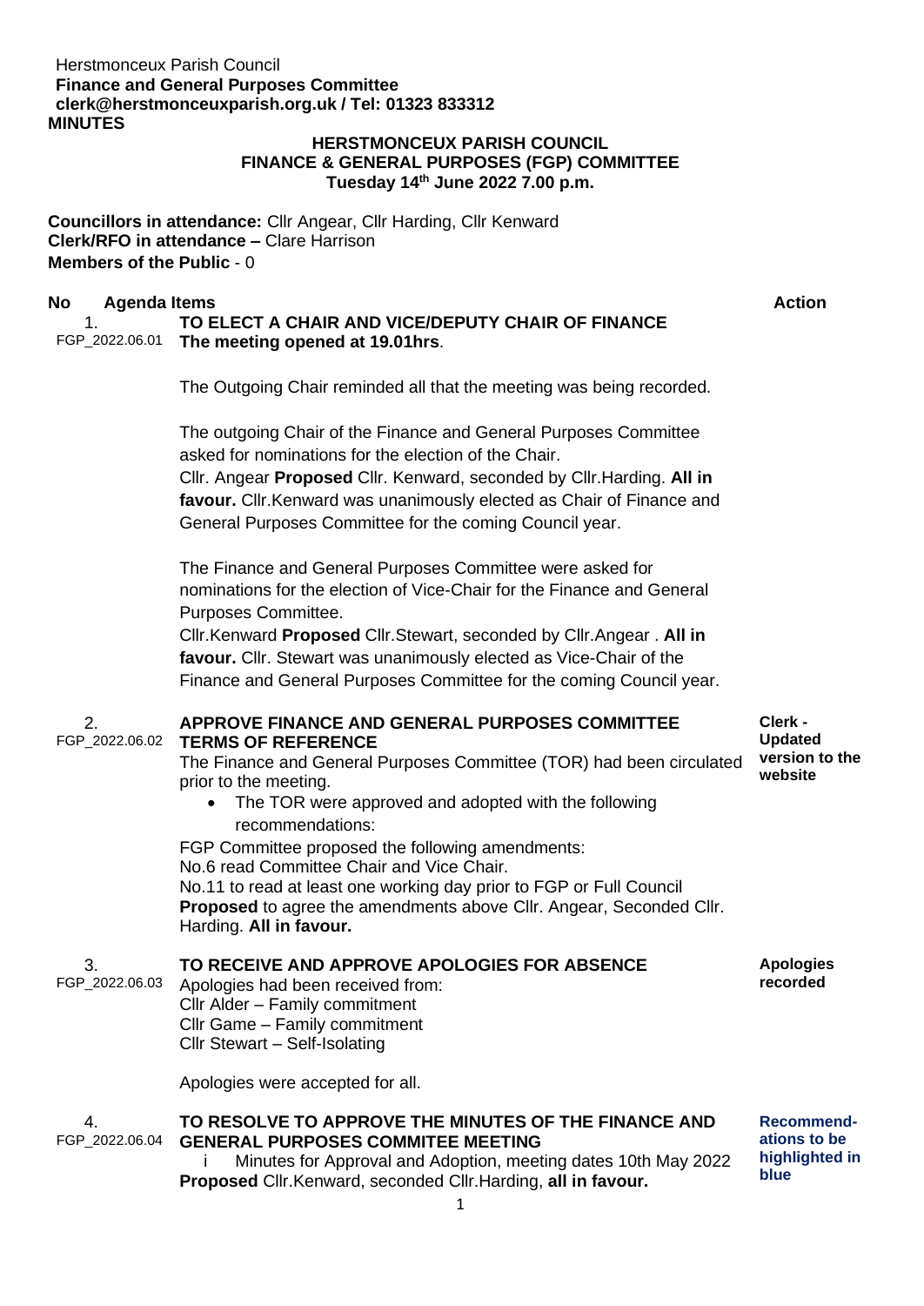Herstmonceux Parish Council
**Finance and General Purposes Committee**
**clerk@herstmonceuxparish.org.uk / Tel: 01323 833312**
**MINUTES**

**HERSTMONCEUX PARISH COUNCIL**
**FINANCE & GENERAL PURPOSES (FGP) COMMITTEE**
**Tuesday 14th June 2022 7.00 p.m.**

**Councillors in attendance:** Cllr Angear, Cllr Harding, Cllr Kenward
**Clerk/RFO in attendance –** Clare Harrison
**Members of the Public** - 0

| No | Agenda Items | Action |
|---|---|---|
| 1. FGP_2022.06.01 | **TO ELECT A CHAIR AND VICE/DEPUTY CHAIR OF FINANCE**<br>**The meeting opened at 19.01hrs**.<br><br>The Outgoing Chair reminded all that the meeting was being recorded.<br><br>The outgoing Chair of the Finance and General Purposes Committee asked for nominations for the election of the Chair.<br>Cllr. Angear **Proposed** Cllr. Kenward, seconded by Cllr.Harding. **All in favour.** Cllr.Kenward was unanimously elected as Chair of Finance and General Purposes Committee for the coming Council year.<br><br>The Finance and General Purposes Committee were asked for nominations for the election of Vice-Chair for the Finance and General Purposes Committee.<br>Cllr.Kenward **Proposed** Cllr.Stewart, seconded by Cllr.Angear . **All in favour.** Cllr. Stewart was unanimously elected as Vice-Chair of the Finance and General Purposes Committee for the coming Council year. | |
| 2. FGP_2022.06.02 | **APPROVE FINANCE AND GENERAL PURPOSES COMMITTEE TERMS OF REFERENCE**<br>The Finance and General Purposes Committee (TOR) had been circulated prior to the meeting.<br>• The TOR were approved and adopted with the following recommendations:<br>FGP Committee proposed the following amendments:<br>No.6 read Committee Chair and Vice Chair.<br>No.11 to read at least one working day prior to FGP or Full Council<br>**Proposed** to agree the amendments above Cllr. Angear, Seconded Cllr. Harding. **All in favour.** | **Clerk - Updated version to the website** |
| 3. FGP_2022.06.03 | **TO RECEIVE AND APPROVE APOLOGIES FOR ABSENCE**<br>Apologies had been received from:<br>Cllr Alder – Family commitment<br>Cllr Game – Family commitment<br>Cllr Stewart – Self-Isolating<br><br>Apologies were accepted for all. | **Apologies recorded** |
| 4. FGP_2022.06.04 | **TO RESOLVE TO APPROVE THE MINUTES OF THE FINANCE AND GENERAL PURPOSES COMMITEE MEETING**<br>i Minutes for Approval and Adoption, meeting dates 10th May 2022<br>**Proposed** Cllr.Kenward, seconded Cllr.Harding, **all in favour.** | **Recommendations to be highlighted in blue** |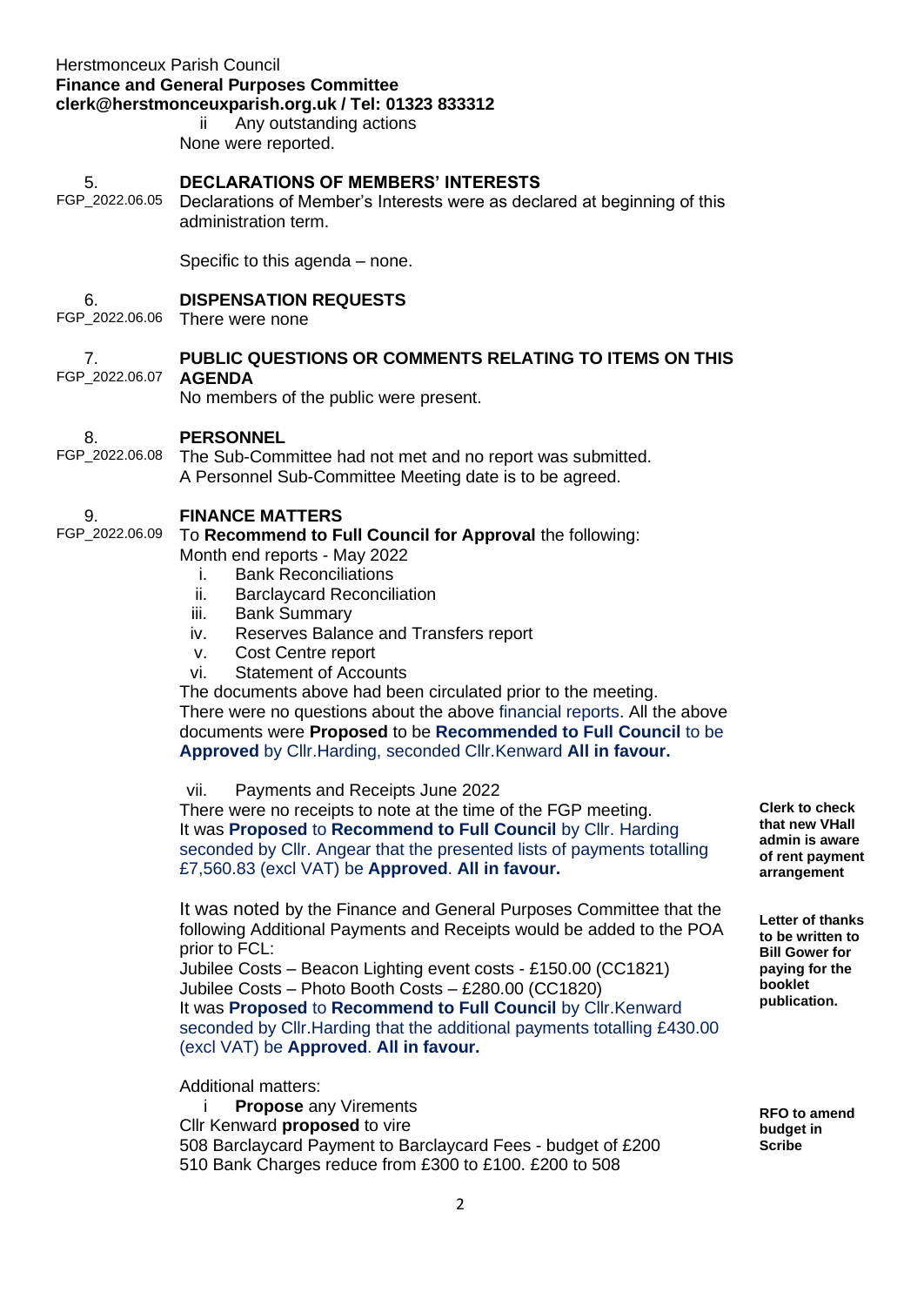ii Any outstanding actions

None were reported.

5. FGP_2022.06.05 **DECLARATIONS OF MEMBERS' INTERESTS**

Declarations of Member's Interests were as declared at beginning of this administration term.

Specific to this agenda – none.

6. FGP_2022.06.06 **DISPENSATION REQUESTS**

There were none

7. FGP_2022.06.07 **PUBLIC QUESTIONS OR COMMENTS RELATING TO ITEMS ON THIS AGENDA**

No members of the public were present.

8. FGP_2022.06.08 **PERSONNEL**

The Sub-Committee had not met and no report was submitted.
A Personnel Sub-Committee Meeting date is to be agreed.

9. FGP_2022.06.09 **FINANCE MATTERS**

To **Recommend to Full Council for Approval** the following:
Month end reports - May 2022

i. Bank Reconciliations
ii. Barclaycard Reconciliation
iii. Bank Summary
iv. Reserves Balance and Transfers report
v. Cost Centre report
vi. Statement of Accounts

The documents above had been circulated prior to the meeting.
There were no questions about the above financial reports. All the above documents were **Proposed** to be **Recommended to Full Council** to be **Approved** by Cllr.Harding, seconded Cllr.Kenward **All in favour.**

vii. Payments and Receipts June 2022

There were no receipts to note at the time of the FGP meeting.
It was **Proposed** to **Recommend to Full Council** by Cllr. Harding seconded by Cllr. Angear that the presented lists of payments totalling £7,560.83 (excl VAT) be **Approved**. **All in favour.**

**Clerk to check that new VHall admin is aware of rent payment arrangement**

It was noted by the Finance and General Purposes Committee that the following Additional Payments and Receipts would be added to the POA prior to FCL:
Jubilee Costs – Beacon Lighting event costs - £150.00 (CC1821)
Jubilee Costs – Photo Booth Costs – £280.00 (CC1820)
It was **Proposed** to **Recommend to Full Council** by Cllr.Kenward seconded by Cllr.Harding that the additional payments totalling £430.00 (excl VAT) be **Approved**. **All in favour.**

**Letter of thanks to be written to Bill Gower for paying for the booklet publication.**

Additional matters:

i **Propose** any Virements

Cllr Kenward **proposed** to vire
508 Barclaycard Payment to Barclaycard Fees - budget of £200
510 Bank Charges reduce from £300 to £100. £200 to 508

**RFO to amend budget in Scribe**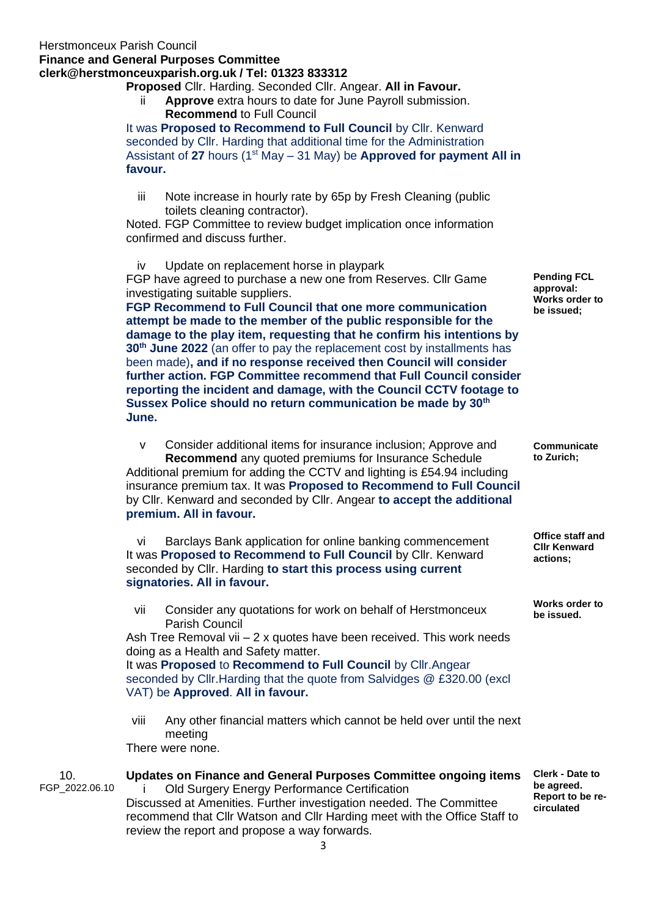**Proposed** Cllr. Harding. Seconded Cllr. Angear. **All in Favour.**

ii **Approve** extra hours to date for June Payroll submission. **Recommend** to Full Council

It was **Proposed to Recommend to Full Council** by Cllr. Kenward seconded by Cllr. Harding that additional time for the Administration Assistant of **27** hours (1st May – 31 May) be **Approved for payment All in favour.**

iii Note increase in hourly rate by 65p by Fresh Cleaning (public toilets cleaning contractor).

Noted. FGP Committee to review budget implication once information confirmed and discuss further.

iv Update on replacement horse in playpark

FGP have agreed to purchase a new one from Reserves. Cllr Game investigating suitable suppliers.

**FGP Recommend to Full Council that one more communication attempt be made to the member of the public responsible for the damage to the play item, requesting that he confirm his intentions by 30th June 2022** (an offer to pay the replacement cost by installments has been made)**, and if no response received then Council will consider further action. FGP Committee recommend that Full Council consider reporting the incident and damage, with the Council CCTV footage to Sussex Police should no return communication be made by 30th June.**

**Pending FCL approval: Works order to be issued;**

v Consider additional items for insurance inclusion; Approve and **Recommend** any quoted premiums for Insurance Schedule

Additional premium for adding the CCTV and lighting is £54.94 including insurance premium tax. It was **Proposed to Recommend to Full Council** by Cllr. Kenward and seconded by Cllr. Angear **to accept the additional premium. All in favour.**

**Communicate to Zurich;**

vi Barclays Bank application for online banking commencement

It was **Proposed to Recommend to Full Council** by Cllr. Kenward seconded by Cllr. Harding **to start this process using current signatories. All in favour.**

**Office staff and Cllr Kenward actions;**

vii Consider any quotations for work on behalf of Herstmonceux Parish Council

Ash Tree Removal vii – 2 x quotes have been received. This work needs doing as a Health and Safety matter.

It was **Proposed** to **Recommend to Full Council** by Cllr.Angear seconded by Cllr.Harding that the quote from Salvidges @ £320.00 (excl VAT) be **Approved**. **All in favour.**

**Works order to be issued.**

viii Any other financial matters which cannot be held over until the next meeting

There were none.

10. FGP_2022.06.10 **Updates on Finance and General Purposes Committee ongoing items**

i Old Surgery Energy Performance Certification

Discussed at Amenities. Further investigation needed. The Committee recommend that Cllr Watson and Cllr Harding meet with the Office Staff to review the report and propose a way forwards.

**Clerk - Date to be agreed. Report to be re-circulated**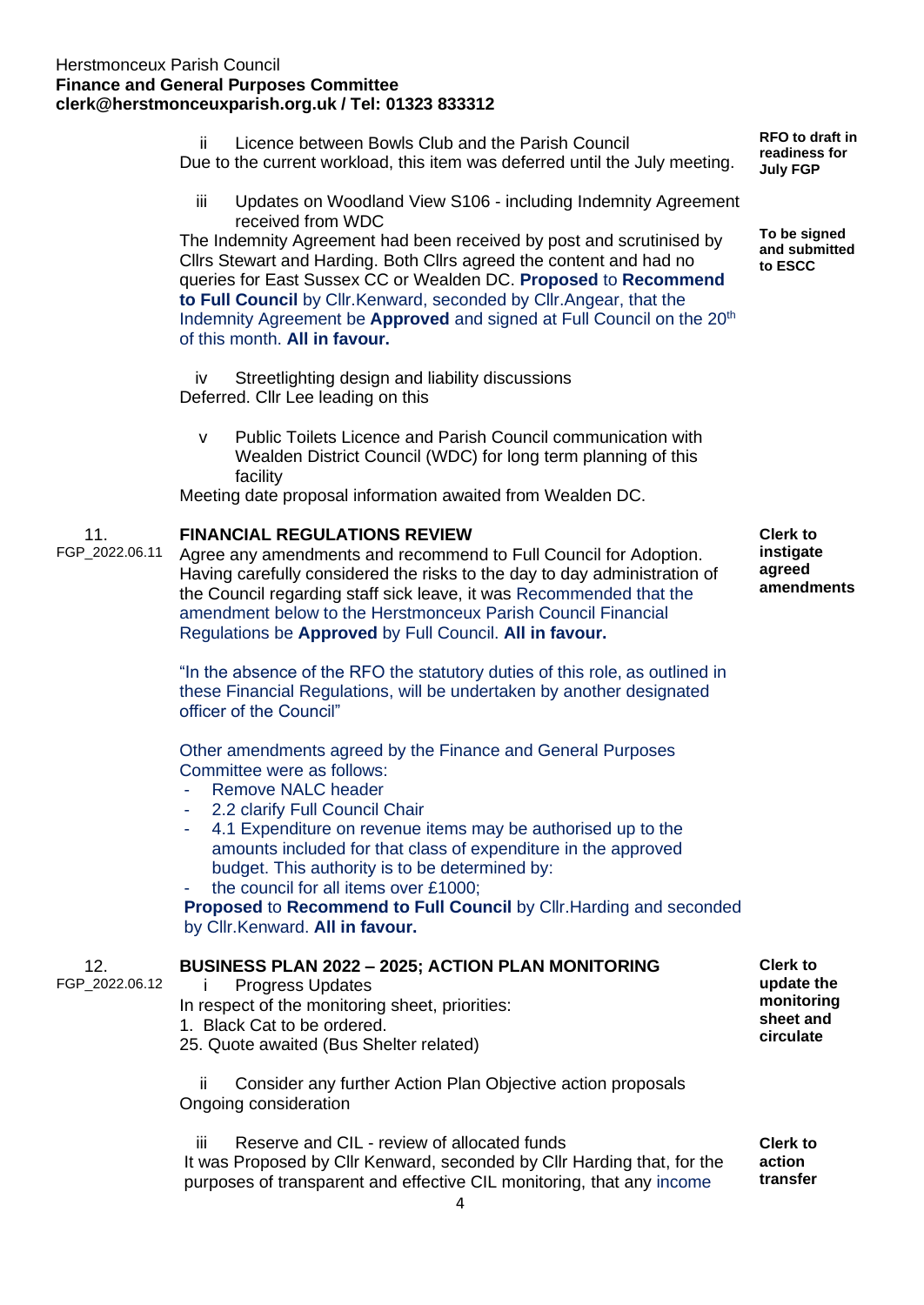ii Licence between Bowls Club and the Parish Council

Due to the current workload, this item was deferred until the July meeting.

**RFO to draft in readiness for July FGP**

iii Updates on Woodland View S106 - including Indemnity Agreement received from WDC

The Indemnity Agreement had been received by post and scrutinised by Cllrs Stewart and Harding. Both Cllrs agreed the content and had no queries for East Sussex CC or Wealden DC. **Proposed** to **Recommend to Full Council** by Cllr.Kenward, seconded by Cllr.Angear, that the Indemnity Agreement be **Approved** and signed at Full Council on the 20th of this month. **All in favour.**

**To be signed and submitted to ESCC**

iv Streetlighting design and liability discussions

Deferred. Cllr Lee leading on this

v Public Toilets Licence and Parish Council communication with Wealden District Council (WDC) for long term planning of this facility

Meeting date proposal information awaited from Wealden DC.

11. FGP_2022.06.11 **FINANCIAL REGULATIONS REVIEW**

Agree any amendments and recommend to Full Council for Adoption. Having carefully considered the risks to the day to day administration of the Council regarding staff sick leave, it was Recommended that the amendment below to the Herstmonceux Parish Council Financial Regulations be **Approved** by Full Council. **All in favour.**

**Clerk to instigate agreed amendments**

"In the absence of the RFO the statutory duties of this role, as outlined in these Financial Regulations, will be undertaken by another designated officer of the Council"

Other amendments agreed by the Finance and General Purposes Committee were as follows:

- Remove NALC header
- 2.2 clarify Full Council Chair
- 4.1 Expenditure on revenue items may be authorised up to the amounts included for that class of expenditure in the approved budget. This authority is to be determined by:
- the council for all items over £1000;

**Proposed** to **Recommend to Full Council** by Cllr.Harding and seconded by Cllr.Kenward. **All in favour.**

12. FGP_2022.06.12 **BUSINESS PLAN 2022 – 2025; ACTION PLAN MONITORING**

i Progress Updates

In respect of the monitoring sheet, priorities:

1. Black Cat to be ordered.

25. Quote awaited (Bus Shelter related)

**Clerk to update the monitoring sheet and circulate**

ii Consider any further Action Plan Objective action proposals

Ongoing consideration

iii Reserve and CIL - review of allocated funds

It was Proposed by Cllr Kenward, seconded by Cllr Harding that, for the purposes of transparent and effective CIL monitoring, that any income

**Clerk to action transfer**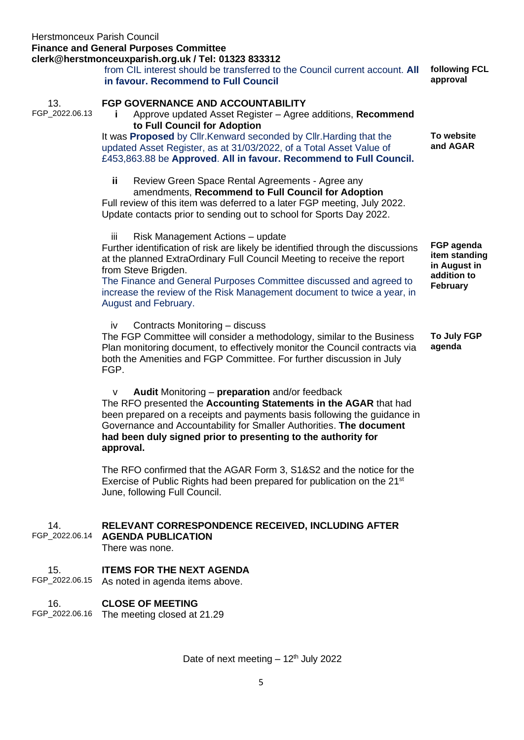Herstmonceux Parish Council
**Finance and General Purposes Committee**
**clerk@herstmonceuxparish.org.uk / Tel: 01323 833312**

| | | |
|---|---|---|
| | from CIL interest should be transferred to the Council current account. **All in favour. Recommend to Full Council** | **following FCL approval** |
| 13. FGP_2022.06.13 | **FGP GOVERNANCE AND ACCOUNTABILITY** **i** Approve updated Asset Register – Agree additions, **Recommend to Full Council for Adoption** It was **Proposed** by Cllr.Kenward seconded by Cllr.Harding that the updated Asset Register, as at 31/03/2022, of a Total Asset Value of £453,863.88 be **Approved**. **All in favour. Recommend to Full Council.** | **To website and AGAR** |
| | **ii** Review Green Space Rental Agreements - Agree any amendments, **Recommend to Full Council for Adoption** Full review of this item was deferred to a later FGP meeting, July 2022. Update contacts prior to sending out to school for Sports Day 2022. | |
| | iii Risk Management Actions – update Further identification of risk are likely be identified through the discussions at the planned ExtraOrdinary Full Council Meeting to receive the report from Steve Brigden. The Finance and General Purposes Committee discussed and agreed to increase the review of the Risk Management document to twice a year, in August and February. | **FGP agenda item standing in August in addition to February** |
| | iv Contracts Monitoring – discuss The FGP Committee will consider a methodology, similar to the Business Plan monitoring document, to effectively monitor the Council contracts via both the Amenities and FGP Committee. For further discussion in July FGP. | **To July FGP agenda** |
| | v **Audit** Monitoring – **preparation** and/or feedback The RFO presented the **Accounting Statements in the AGAR** that had been prepared on a receipts and payments basis following the guidance in Governance and Accountability for Smaller Authorities. **The document had been duly signed prior to presenting to the authority for approval.** The RFO confirmed that the AGAR Form 3, S1&S2 and the notice for the Exercise of Public Rights had been prepared for publication on the 21st June, following Full Council. | |
| 14. FGP_2022.06.14 | **RELEVANT CORRESPONDENCE RECEIVED, INCLUDING AFTER AGENDA PUBLICATION** There was none. | |
| 15. FGP_2022.06.15 | **ITEMS FOR THE NEXT AGENDA** As noted in agenda items above. | |
| 16. FGP_2022.06.16 | **CLOSE OF MEETING** The meeting closed at 21.29 | |

Date of next meeting – 12th July 2022